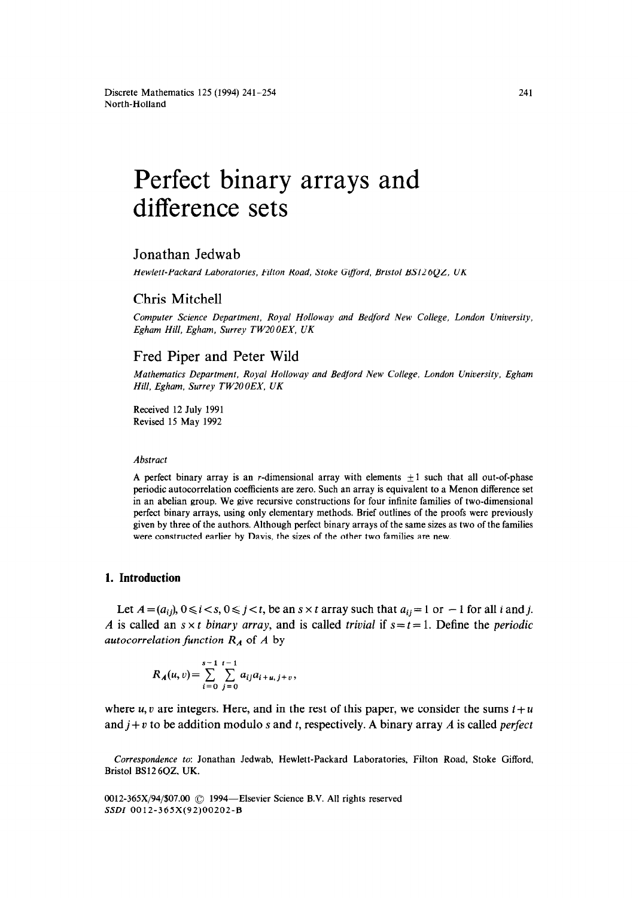# Perfect binary arrays and difference sets

Jonathan Jedwab

*Hewlett-Packard Laboratories, Filton Road, Stoke Gifford, Bristol BS12 6QZ, UK*

Chris Mitchell

*Computer Science Department, Royal Holloway and Bedford New College, London University, Egham Hill, Egham, Surrey TW20 0EX, UK*

Fred Piper and Peter Wild

*Mathematics Department, Royal Holloway and Bedford New College, London University, Egham Hill, Egham, Surrey TW20 0EX, UK*

Received 12 July 1991
Revised 15 May 1992

*Abstract*

A perfect binary array is an $r$-dimensional array with elements $\pm 1$ such that all out-of-phase periodic autocorrelation coefficients are zero. Such an array is equivalent to a Menon difference set in an abelian group. We give recursive constructions for four infinite families of two-dimensional perfect binary arrays, using only elementary methods. Brief outlines of the proofs were previously given by three of the authors. Although perfect binary arrays of the same sizes as two of the families were constructed earlier by Davis, the sizes of the other two families are new.

## 1. Introduction

Let $A = (a_{ij})$, $0 \leqslant i < s$, $0 \leqslant j < t$, be an $s \times t$ array such that $a_{ij} = 1$ or $-1$ for all $i$ and $j$. $A$ is called an $s \times t$ *binary array*, and is called *trivial* if $s = t = 1$. Define the *periodic autocorrelation function* $R_A$ of $A$ by

$$R_A(u, v) = \sum_{i=0}^{s-1} \sum_{j=0}^{t-1} a_{ij} a_{i+u, j+v},$$

where $u, v$ are integers. Here, and in the rest of this paper, we consider the sums $i + u$ and $j + v$ to be addition modulo $s$ and $t$, respectively. A binary array $A$ is called *perfect*

*Correspondence to*: Jonathan Jedwab, Hewlett-Packard Laboratories, Filton Road, Stoke Gifford, Bristol BS12 6QZ, UK.

0012-365X/94/$07.00 © 1994—Elsevier Science B.V. All rights reserved
*SSDI* 0012-365X(92)00202-B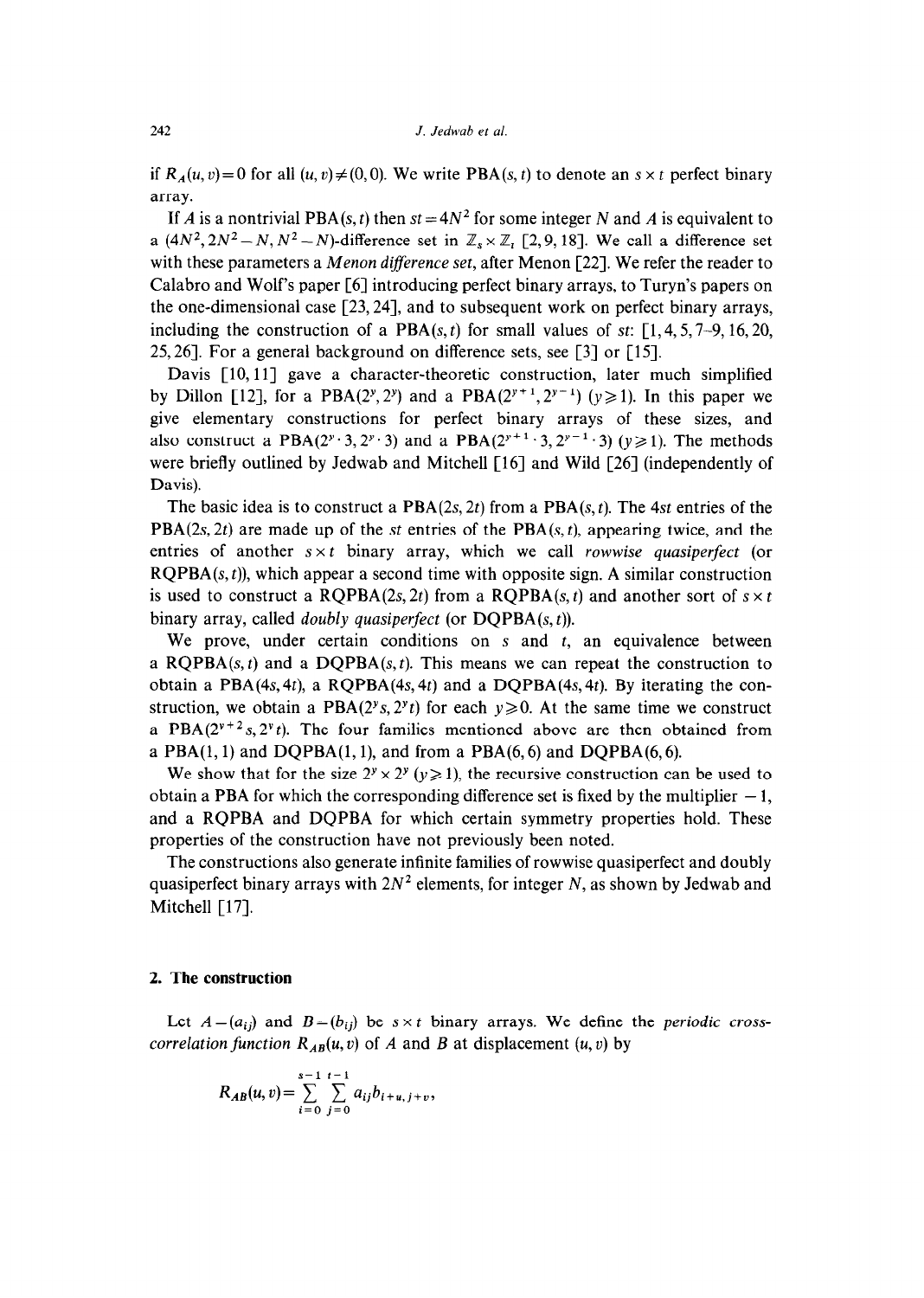if $R_A(u,v)=0$ for all $(u,v)\neq(0,0)$. We write PBA$(s,t)$ to denote an $s\times t$ perfect binary array.

If $A$ is a nontrivial PBA$(s,t)$ then $st=4N^2$ for some integer $N$ and $A$ is equivalent to a $(4N^2, 2N^2-N, N^2-N)$-difference set in $\mathbb{Z}_s\times\mathbb{Z}_t$ [2, 9, 18]. We call a difference set with these parameters a *Menon difference set*, after Menon [22]. We refer the reader to Calabro and Wolf's paper [6] introducing perfect binary arrays, to Turyn's papers on the one-dimensional case [23, 24], and to subsequent work on perfect binary arrays, including the construction of a PBA$(s,t)$ for small values of $st$: [1, 4, 5, 7–9, 16, 20, 25, 26]. For a general background on difference sets, see [3] or [15].

Davis [10, 11] gave a character-theoretic construction, later much simplified by Dillon [12], for a PBA$(2^y, 2^y)$ and a PBA$(2^{y+1}, 2^{y-1})$ $(y\geqslant 1)$. In this paper we give elementary constructions for perfect binary arrays of these sizes, and also construct a PBA$(2^y\cdot 3, 2^y\cdot 3)$ and a PBA$(2^{y+1}\cdot 3, 2^{y-1}\cdot 3)$ $(y\geqslant 1)$. The methods were briefly outlined by Jedwab and Mitchell [16] and Wild [26] (independently of Davis).

The basic idea is to construct a PBA$(2s,2t)$ from a PBA$(s,t)$. The $4st$ entries of the PBA$(2s,2t)$ are made up of the $st$ entries of the PBA$(s,t)$, appearing twice, and the entries of another $s\times t$ binary array, which we call *rowwise quasiperfect* (or RQPBA$(s,t)$), which appear a second time with opposite sign. A similar construction is used to construct a RQPBA$(2s,2t)$ from a RQPBA$(s,t)$ and another sort of $s\times t$ binary array, called *doubly quasiperfect* (or DQPBA$(s,t)$).

We prove, under certain conditions on $s$ and $t$, an equivalence between a RQPBA$(s,t)$ and a DQPBA$(s,t)$. This means we can repeat the construction to obtain a PBA$(4s,4t)$, a RQPBA$(4s,4t)$ and a DQPBA$(4s,4t)$. By iterating the construction, we obtain a PBA$(2^y s, 2^y t)$ for each $y\geqslant 0$. At the same time we construct a PBA$(2^{y+2}s, 2^y t)$. The four families mentioned above are then obtained from a PBA$(1,1)$ and DQPBA$(1,1)$, and from a PBA$(6,6)$ and DQPBA$(6,6)$.

We show that for the size $2^y\times 2^y$ $(y\geqslant 1)$, the recursive construction can be used to obtain a PBA for which the corresponding difference set is fixed by the multiplier $-1$, and a RQPBA and DQPBA for which certain symmetry properties hold. These properties of the construction have not previously been noted.

The constructions also generate infinite families of rowwise quasiperfect and doubly quasiperfect binary arrays with $2N^2$ elements, for integer $N$, as shown by Jedwab and Mitchell [17].

## 2. The construction

Let $A=(a_{ij})$ and $B=(b_{ij})$ be $s\times t$ binary arrays. We define the *periodic cross-correlation function* $R_{AB}(u,v)$ of $A$ and $B$ at displacement $(u,v)$ by

$$R_{AB}(u,v)=\sum_{i=0}^{s-1}\sum_{j=0}^{t-1} a_{ij}b_{i+u,j+v},$$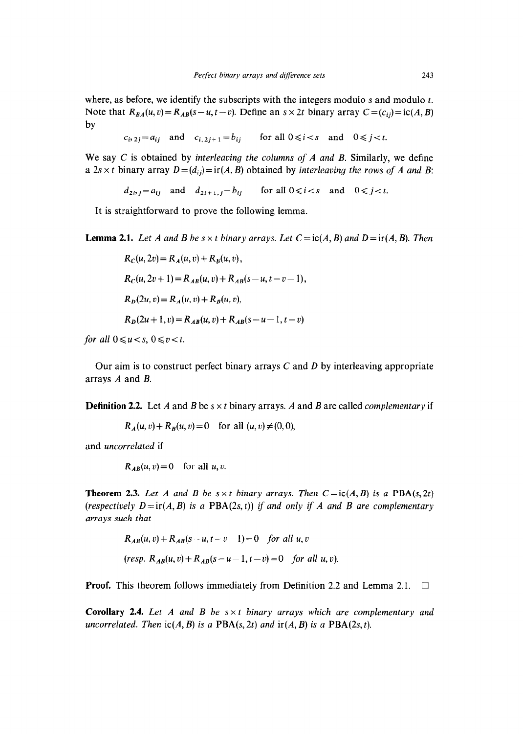where, as before, we identify the subscripts with the integers modulo $s$ and modulo $t$. Note that $R_{BA}(u,v)=R_{AB}(s-u,t-v)$. Define an $s\times 2t$ binary array $C=(c_{ij})=\mathrm{ic}(A,B)$ by

$$c_{i,2j}=a_{ij} \quad \text{and} \quad c_{i,2j+1}=b_{ij} \qquad \text{for all } 0\leqslant i<s \quad \text{and} \quad 0\leqslant j<t.$$

We say $C$ is obtained by *interleaving the columns of A and B*. Similarly, we define a $2s\times t$ binary array $D=(d_{ij})=\mathrm{ir}(A,B)$ obtained by *interleaving the rows of A and B*:

$$d_{2i,j}=a_{ij} \quad \text{and} \quad d_{2i+1,j}=b_{ij} \qquad \text{for all } 0\leqslant i<s \quad \text{and} \quad 0\leqslant j<t.$$

It is straightforward to prove the following lemma.

**Lemma 2.1.** *Let A and B be $s\times t$ binary arrays. Let $C=\mathrm{ic}(A,B)$ and $D=\mathrm{ir}(A,B)$. Then*

$$R_C(u,2v)=R_A(u,v)+R_B(u,v),$$

$$R_C(u,2v+1)=R_{AB}(u,v)+R_{AB}(s-u,t-v-1),$$

$$R_D(2u,v)=R_A(u,v)+R_B(u,v),$$

$$R_D(2u+1,v)=R_{AB}(u,v)+R_{AB}(s-u-1,t-v)$$

*for all $0\leqslant u<s$, $0\leqslant v<t$.*

Our aim is to construct perfect binary arrays $C$ and $D$ by interleaving appropriate arrays $A$ and $B$.

**Definition 2.2.** Let $A$ and $B$ be $s\times t$ binary arrays. $A$ and $B$ are called *complementary* if

$$R_A(u,v)+R_B(u,v)=0 \quad \text{for all } (u,v)\neq(0,0),$$

and *uncorrelated* if

$$R_{AB}(u,v)=0 \quad \text{for all } u,v.$$

**Theorem 2.3.** *Let A and B be $s\times t$ binary arrays. Then $C=\mathrm{ic}(A,B)$ is a $\mathrm{PBA}(s,2t)$ (respectively $D=\mathrm{ir}(A,B)$ is a $\mathrm{PBA}(2s,t)$) if and only if A and B are complementary arrays such that*

$$R_{AB}(u,v)+R_{AB}(s-u,t-v-1)=0 \quad \textit{for all } u,v$$

$$(\textit{resp. } R_{AB}(u,v)+R_{AB}(s-u-1,t-v)=0 \quad \textit{for all } u,v).$$

**Proof.** This theorem follows immediately from Definition 2.2 and Lemma 2.1. □

**Corollary 2.4.** *Let A and B be $s\times t$ binary arrays which are complementary and uncorrelated. Then $\mathrm{ic}(A,B)$ is a $\mathrm{PBA}(s,2t)$ and $\mathrm{ir}(A,B)$ is a $\mathrm{PBA}(2s,t)$.*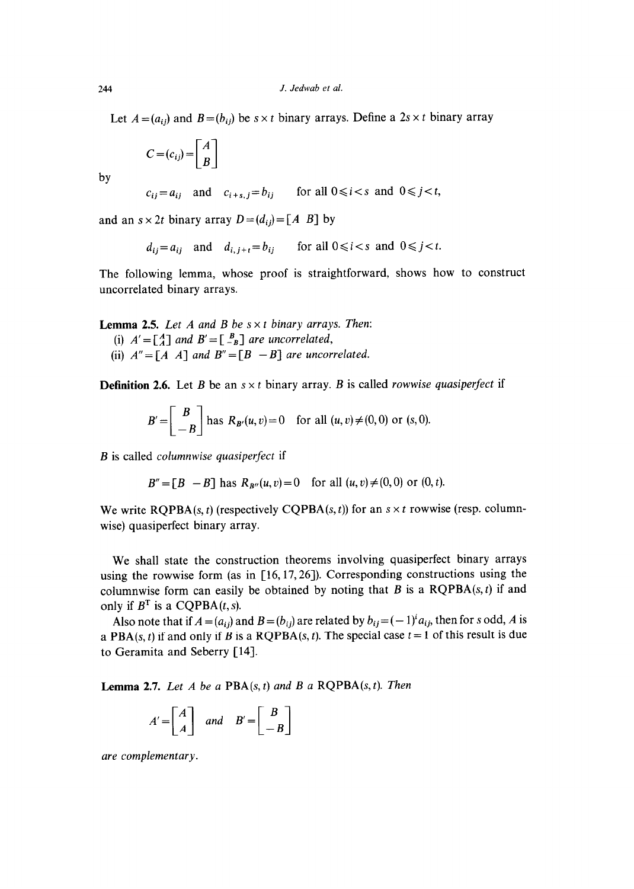Let $A=(a_{ij})$ and $B=(b_{ij})$ be $s\times t$ binary arrays. Define a $2s\times t$ binary array

$$C=(c_{ij})=\begin{bmatrix} A \\ B \end{bmatrix}$$

by

$$c_{ij}=a_{ij} \quad \text{and} \quad c_{i+s,j}=b_{ij} \qquad \text{for all } 0\leqslant i<s \text{ and } 0\leqslant j<t,$$

and an $s\times 2t$ binary array $D=(d_{ij})=[A \;\; B]$ by

$$d_{ij}=a_{ij} \quad \text{and} \quad d_{i,j+t}=b_{ij} \qquad \text{for all } 0\leqslant i<s \text{ and } 0\leqslant j<t.$$

The following lemma, whose proof is straightforward, shows how to construct uncorrelated binary arrays.

**Lemma 2.5.** *Let $A$ and $B$ be $s\times t$ binary arrays. Then:*

(i) $A'=\left[\begin{smallmatrix} A \\ A \end{smallmatrix}\right]$ *and* $B'=\left[\begin{smallmatrix} B \\ -B \end{smallmatrix}\right]$ *are uncorrelated,*

(ii) $A''=[A \;\; A]$ *and* $B''=[B \;\; -B]$ *are uncorrelated.*

**Definition 2.6.** Let $B$ be an $s\times t$ binary array. $B$ is called *rowwise quasiperfect* if

$$B'=\begin{bmatrix} B \\ -B \end{bmatrix} \text{ has } R_{B'}(u,v)=0 \quad \text{for all } (u,v)\neq(0,0) \text{ or } (s,0).$$

$B$ is called *columnwise quasiperfect* if

$$B''=[B \;\; -B] \text{ has } R_{B''}(u,v)=0 \quad \text{for all } (u,v)\neq(0,0) \text{ or } (0,t).$$

We write RQPBA$(s,t)$ (respectively CQPBA$(s,t)$) for an $s\times t$ rowwise (resp. columnwise) quasiperfect binary array.

We shall state the construction theorems involving quasiperfect binary arrays using the rowwise form (as in [16, 17, 26]). Corresponding constructions using the columnwise form can easily be obtained by noting that $B$ is a RQPBA$(s,t)$ if and only if $B^{\mathrm{T}}$ is a CQPBA$(t,s)$.

Also note that if $A=(a_{ij})$ and $B=(b_{ij})$ are related by $b_{ij}=(-1)^i a_{ij}$, then for $s$ odd, $A$ is a PBA$(s,t)$ if and only if $B$ is a RQPBA$(s,t)$. The special case $t=1$ of this result is due to Geramita and Seberry [14].

**Lemma 2.7.** *Let $A$ be a* PBA$(s,t)$ *and $B$ a* RQPBA$(s,t)$. *Then*

$$A'=\begin{bmatrix} A \\ A \end{bmatrix} \quad \text{and} \quad B'=\begin{bmatrix} B \\ -B \end{bmatrix}$$

*are complementary.*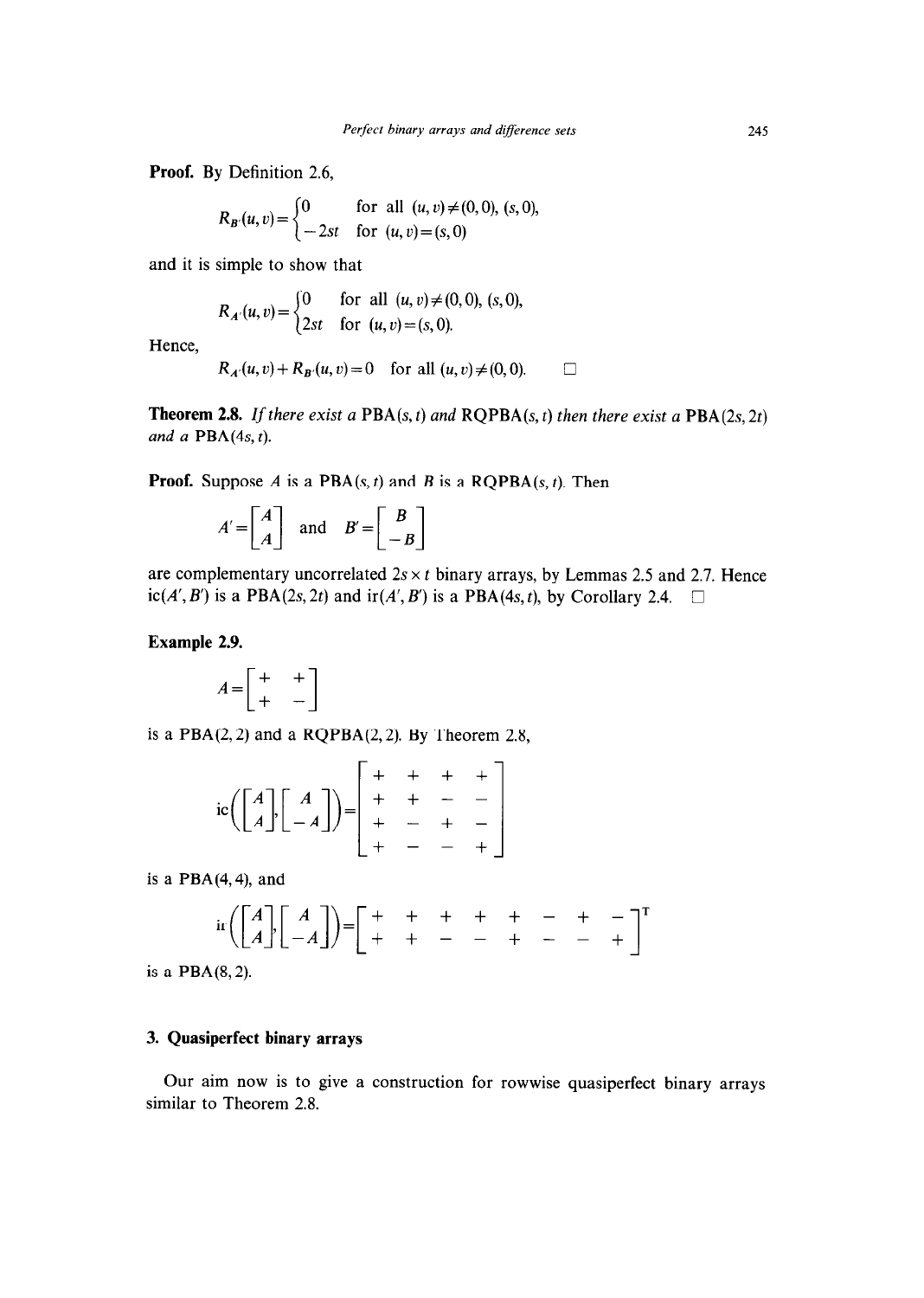**Proof.** By Definition 2.6,

$$R_{B'}(u,v)=\begin{cases}0 & \text{for all } (u,v)\neq(0,0),\,(s,0),\\ -2st & \text{for } (u,v)=(s,0)\end{cases}$$

and it is simple to show that

$$R_{A'}(u,v)=\begin{cases}0 & \text{for all } (u,v)\neq(0,0),\,(s,0),\\ 2st & \text{for } (u,v)=(s,0).\end{cases}$$

Hence,

$$R_{A'}(u,v)+R_{B'}(u,v)=0 \quad \text{for all } (u,v)\neq(0,0). \qquad \square$$

**Theorem 2.8.** *If there exist a* PBA$(s,t)$ *and* RQPBA$(s,t)$ *then there exist a* PBA$(2s,2t)$ *and a* PBA$(4s,t)$.

**Proof.** Suppose $A$ is a PBA$(s,t)$ and $B$ is a RQPBA$(s,t)$. Then

$$A'=\begin{bmatrix}A\\A\end{bmatrix} \quad \text{and} \quad B'=\begin{bmatrix}B\\-B\end{bmatrix}$$

are complementary uncorrelated $2s\times t$ binary arrays, by Lemmas 2.5 and 2.7. Hence ic$(A',B')$ is a PBA$(2s,2t)$ and ir$(A',B')$ is a PBA$(4s,t)$, by Corollary 2.4. $\square$

**Example 2.9.**

$$A=\begin{bmatrix}+ & +\\ + & -\end{bmatrix}$$

is a PBA$(2,2)$ and a RQPBA$(2,2)$. By Theorem 2.8,

$$\text{ic}\left(\begin{bmatrix}A\\A\end{bmatrix},\begin{bmatrix}A\\-A\end{bmatrix}\right)=\begin{bmatrix}+ & + & + & +\\ + & + & - & -\\ + & - & + & -\\ + & - & - & +\end{bmatrix}$$

is a PBA$(4,4)$, and

$$\text{ir}\left(\begin{bmatrix}A\\A\end{bmatrix},\begin{bmatrix}A\\-A\end{bmatrix}\right)=\begin{bmatrix}+ & + & + & + & + & - & + & -\\ + & + & - & - & + & - & - & +\end{bmatrix}^{\mathrm{T}}$$

is a PBA$(8,2)$.

## 3. Quasiperfect binary arrays

Our aim now is to give a construction for rowwise quasiperfect binary arrays similar to Theorem 2.8.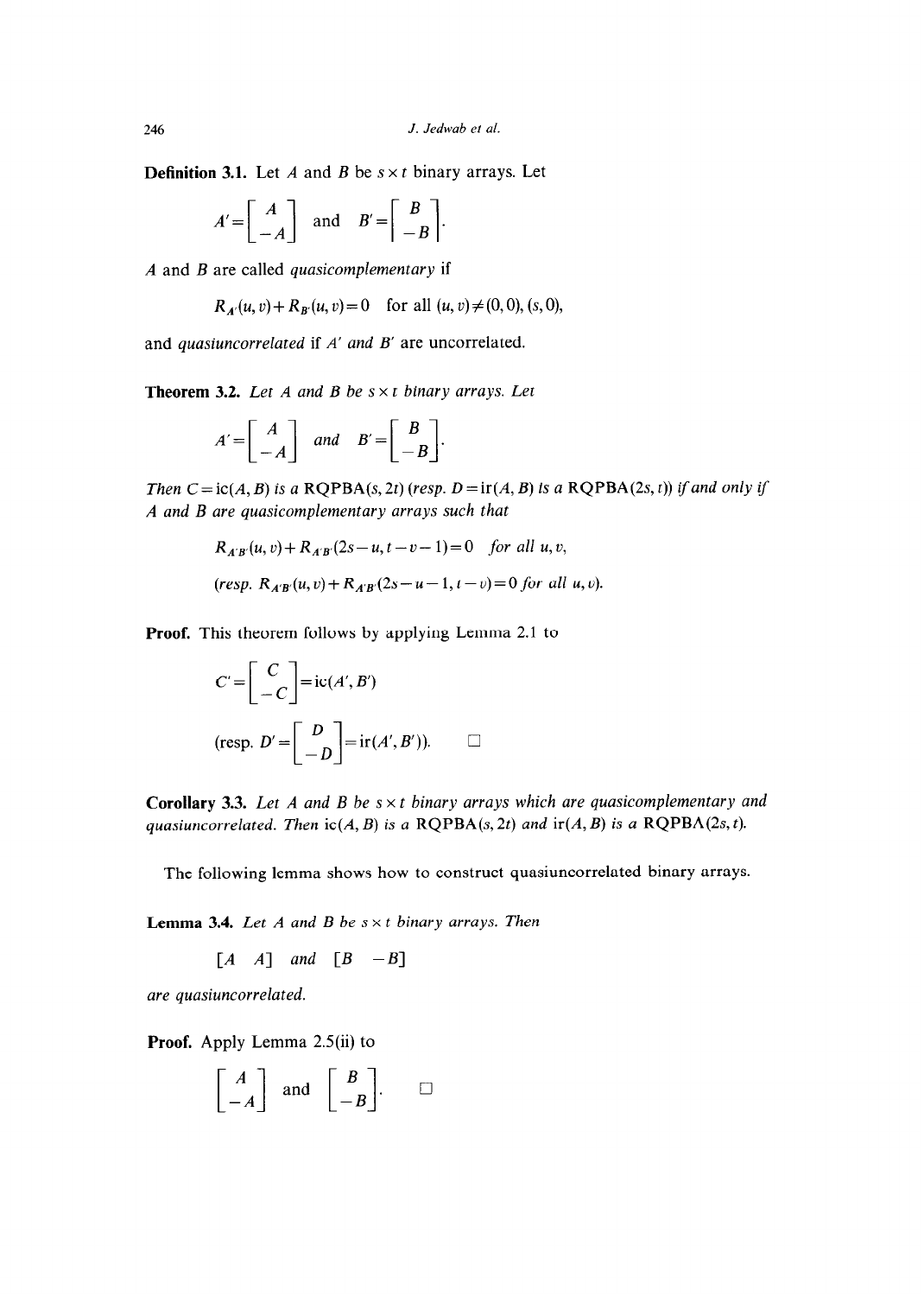**Definition 3.1.** Let $A$ and $B$ be $s \times t$ binary arrays. Let

$$A' = \begin{bmatrix} A \\ -A \end{bmatrix} \quad \text{and} \quad B' = \begin{bmatrix} B \\ -B \end{bmatrix}.$$

$A$ and $B$ are called *quasicomplementary* if

$$R_{A'}(u,v) + R_{B'}(u,v) = 0 \quad \text{for all } (u,v) \neq (0,0), (s,0),$$

and *quasiuncorrelated* if $A'$ and $B'$ are uncorrelated.

**Theorem 3.2.** *Let $A$ and $B$ be $s \times t$ binary arrays. Let*

$$A' = \begin{bmatrix} A \\ -A \end{bmatrix} \quad \textit{and} \quad B' = \begin{bmatrix} B \\ -B \end{bmatrix}.$$

*Then $C = \text{ic}(A,B)$ is a RQPBA$(s, 2t)$ (resp. $D = \text{ir}(A,B)$ is a RQPBA$(2s, t)$) if and only if $A$ and $B$ are quasicomplementary arrays such that*

$$R_{A'B'}(u,v) + R_{A'B'}(2s-u, t-v-1) = 0 \quad \textit{for all } u, v,$$

*(resp. $R_{A'B'}(u,v) + R_{A'B'}(2s-u-1, t-v) = 0$ for all $u, v$).*

**Proof.** This theorem follows by applying Lemma 2.1 to

$$C' = \begin{bmatrix} C \\ -C \end{bmatrix} = \text{ic}(A', B')$$

$$\left(\text{resp. } D' = \begin{bmatrix} D \\ -D \end{bmatrix} = \text{ir}(A', B')\right). \qquad \square$$

**Corollary 3.3.** *Let $A$ and $B$ be $s \times t$ binary arrays which are quasicomplementary and quasiuncorrelated. Then $\text{ic}(A,B)$ is a RQPBA$(s, 2t)$ and $\text{ir}(A,B)$ is a RQPBA$(2s, t)$.*

The following lemma shows how to construct quasiuncorrelated binary arrays.

**Lemma 3.4.** *Let $A$ and $B$ be $s \times t$ binary arrays. Then*

$$[A \quad A] \quad \textit{and} \quad [B \quad -B]$$

*are quasiuncorrelated.*

**Proof.** Apply Lemma 2.5(ii) to

$$\begin{bmatrix} A \\ -A \end{bmatrix} \quad \text{and} \quad \begin{bmatrix} B \\ -B \end{bmatrix}. \qquad \square$$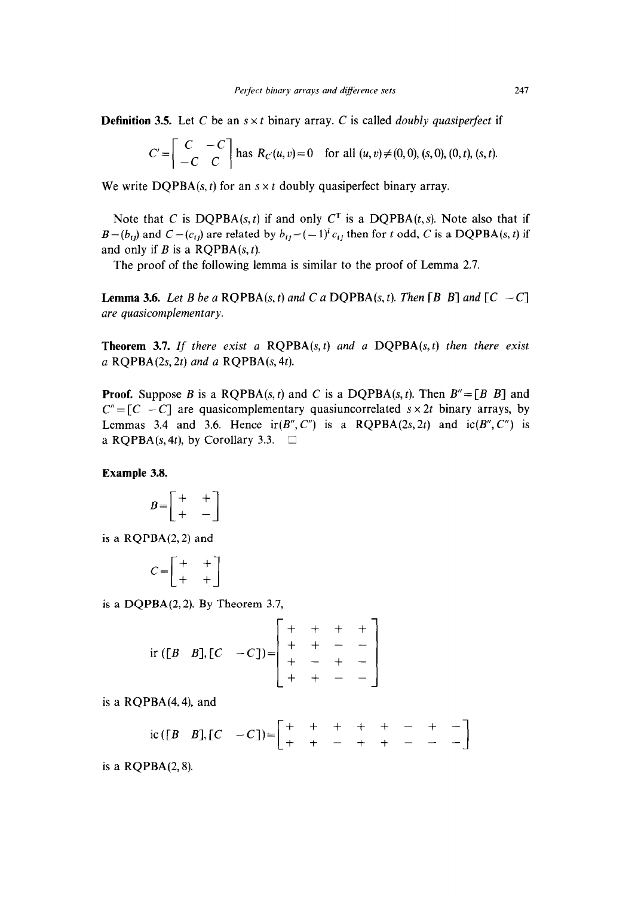**Definition 3.5.** Let $C$ be an $s \times t$ binary array. $C$ is called *doubly quasiperfect* if

$$C' = \begin{bmatrix} C & -C \\ -C & C \end{bmatrix} \text{ has } R_{C'}(u,v) = 0 \quad \text{for all } (u,v) \neq (0,0), (s,0), (0,t), (s,t).$$

We write DQPBA$(s,t)$ for an $s \times t$ doubly quasiperfect binary array.

Note that $C$ is DQPBA$(s,t)$ if and only $C^T$ is a DQPBA$(t,s)$. Note also that if $B=(b_{ij})$ and $C=(c_{ij})$ are related by $b_{ij}=(-1)^i c_{ij}$ then for $t$ odd, $C$ is a DQPBA$(s,t)$ if and only if $B$ is a RQPBA$(s,t)$.

The proof of the following lemma is similar to the proof of Lemma 2.7.

**Lemma 3.6.** *Let $B$ be a* RQPBA$(s,t)$ *and $C$ a* DQPBA$(s,t)$. *Then* $[B \;\; B]$ *and* $[C \;\; -C]$ *are quasicomplementary.*

**Theorem 3.7.** *If there exist a* RQPBA$(s,t)$ *and a* DQPBA$(s,t)$ *then there exist a* RQPBA$(2s,2t)$ *and a* RQPBA$(s,4t)$.

**Proof.** Suppose $B$ is a RQPBA$(s,t)$ and $C$ is a DQPBA$(s,t)$. Then $B''=[B \;\; B]$ and $C''=[C \;\; -C]$ are quasicomplementary quasiuncorrelated $s \times 2t$ binary arrays, by Lemmas 3.4 and 3.6. Hence ir$(B'',C'')$ is a RQPBA$(2s,2t)$ and ic$(B'',C'')$ is a RQPBA$(s,4t)$, by Corollary 3.3. $\square$

**Example 3.8.**

$$B = \begin{bmatrix} + & + \\ + & - \end{bmatrix}$$

is a RQPBA(2, 2) and

$$C = \begin{bmatrix} + & + \\ + & + \end{bmatrix}$$

is a DQPBA(2, 2). By Theorem 3.7,

$$\text{ir}([B \;\; B],[C \;\; -C]) = \begin{bmatrix} + & + & + & + \\ + & + & - & - \\ + & - & + & - \\ + & + & - & - \end{bmatrix}$$

is a RQPBA(4, 4), and

$$\text{ic}([B \;\; B],[C \;\; -C]) = \begin{bmatrix} + & + & + & + & + & - & + & - \\ + & + & - & + & + & - & - & - \end{bmatrix}$$

is a RQPBA(2, 8).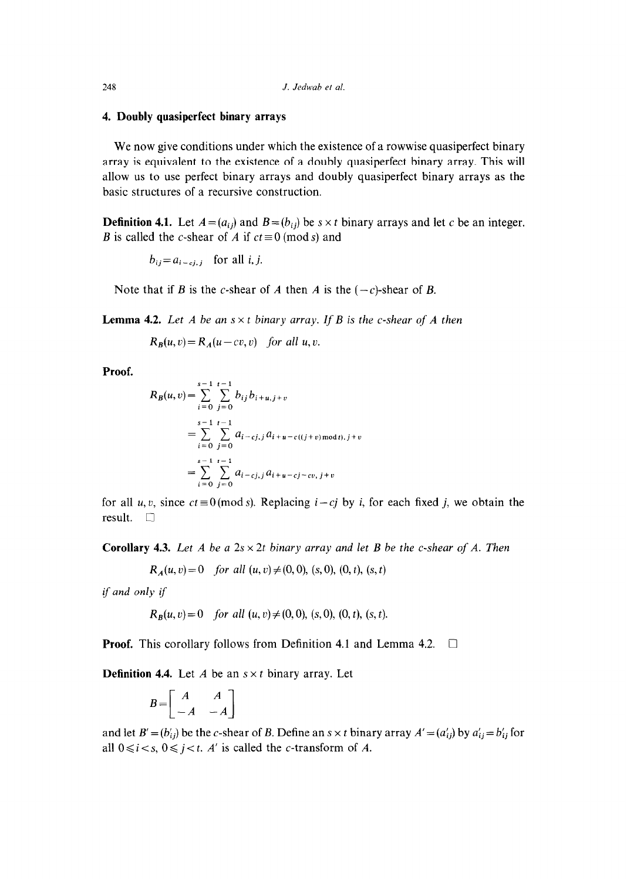## 4. Doubly quasiperfect binary arrays

We now give conditions under which the existence of a rowwise quasiperfect binary array is equivalent to the existence of a doubly quasiperfect binary array. This will allow us to use perfect binary arrays and doubly quasiperfect binary arrays as the basic structures of a recursive construction.

**Definition 4.1.** Let $A=(a_{ij})$ and $B=(b_{ij})$ be $s\times t$ binary arrays and let $c$ be an integer. $B$ is called the $c$-shear of $A$ if $ct\equiv 0 \pmod s$ and

$$b_{ij}=a_{i-cj,j} \quad \text{for all } i,j.$$

Note that if $B$ is the $c$-shear of $A$ then $A$ is the $(-c)$-shear of $B$.

**Lemma 4.2.** *Let $A$ be an $s\times t$ binary array. If $B$ is the $c$-shear of $A$ then*

$$R_B(u,v)=R_A(u-cv,v) \quad \textit{for all } u,v.$$

**Proof.**

$$\begin{aligned}
R_B(u,v) &= \sum_{i=0}^{s-1}\sum_{j=0}^{t-1} b_{ij}b_{i+u,j+v} \\
&= \sum_{i=0}^{s-1}\sum_{j=0}^{t-1} a_{i-cj,j}\,a_{i+u-c((j+v)\bmod t),\,j+v} \\
&= \sum_{i=0}^{s-1}\sum_{j=0}^{t-1} a_{i-cj,j}\,a_{i+u-cj-cv,\,j+v}
\end{aligned}$$

for all $u,v$, since $ct\equiv 0 \pmod s$. Replacing $i-cj$ by $i$, for each fixed $j$, we obtain the result. $\square$

**Corollary 4.3.** *Let $A$ be a $2s\times 2t$ binary array and let $B$ be the $c$-shear of $A$. Then*

$$R_A(u,v)=0 \quad \textit{for all } (u,v)\neq(0,0),\ (s,0),\ (0,t),\ (s,t)$$

*if and only if*

$$R_B(u,v)=0 \quad \textit{for all } (u,v)\neq(0,0),\ (s,0),\ (0,t),\ (s,t).$$

**Proof.** This corollary follows from Definition 4.1 and Lemma 4.2. $\square$

**Definition 4.4.** Let $A$ be an $s\times t$ binary array. Let

$$B=\begin{bmatrix} A & A \\ -A & -A \end{bmatrix}$$

and let $B'=(b'_{ij})$ be the $c$-shear of $B$. Define an $s\times t$ binary array $A'=(a'_{ij})$ by $a'_{ij}=b'_{ij}$ for all $0\leqslant i<s$, $0\leqslant j<t$. $A'$ is called the $c$-transform of $A$.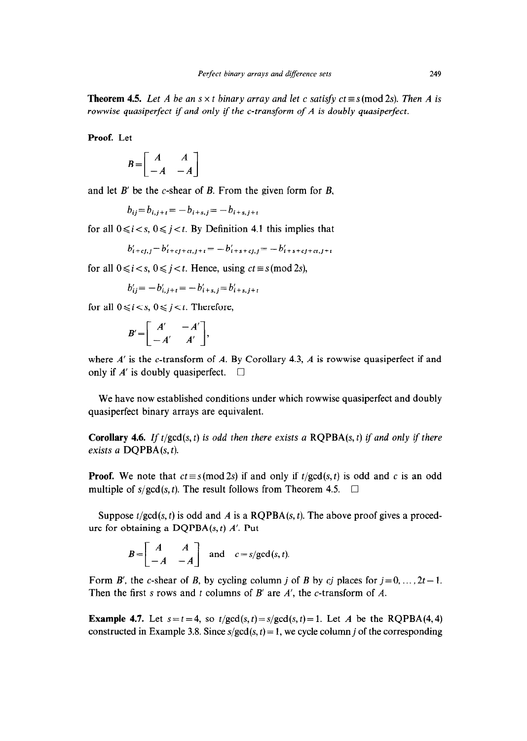**Theorem 4.5.** *Let $A$ be an $s \times t$ binary array and let $c$ satisfy $ct \equiv s \pmod{2s}$. Then $A$ is rowwise quasiperfect if and only if the $c$-transform of $A$ is doubly quasiperfect.*

**Proof.** Let

$$B = \begin{bmatrix} A & A \\ -A & -A \end{bmatrix}$$

and let $B'$ be the $c$-shear of $B$. From the given form for $B$,

$$b_{ij} = b_{i,j+t} = -b_{i+s,j} = -b_{i+s,j+t}$$

for all $0 \leqslant i < s$, $0 \leqslant j < t$. By Definition 4.1 this implies that

$$b'_{i+cj,j} = b'_{i+cj+ct,j+t} = -b'_{i+s+cj,j} = -b'_{i+s+cj+ct,j+t}$$

for all $0 \leqslant i < s$, $0 \leqslant j < t$. Hence, using $ct \equiv s \pmod{2s}$,

$$b'_{ij} = -b'_{i,j+t} = -b'_{i+s,j} = b'_{i+s,j+t}$$

for all $0 \leqslant i < s$, $0 \leqslant j < t$. Therefore,

$$B' = \begin{bmatrix} A' & -A' \\ -A' & A' \end{bmatrix},$$

where $A'$ is the $c$-transform of $A$. By Corollary 4.3, $A$ is rowwise quasiperfect if and only if $A'$ is doubly quasiperfect. $\square$

We have now established conditions under which rowwise quasiperfect and doubly quasiperfect binary arrays are equivalent.

**Corollary 4.6.** *If $t/\gcd(s,t)$ is odd then there exists a* RQPBA$(s,t)$ *if and only if there exists a* DQPBA$(s,t)$.

**Proof.** We note that $ct \equiv s \pmod{2s}$ if and only if $t/\gcd(s,t)$ is odd and $c$ is an odd multiple of $s/\gcd(s,t)$. The result follows from Theorem 4.5. $\square$

Suppose $t/\gcd(s,t)$ is odd and $A$ is a RQPBA$(s,t)$. The above proof gives a procedure for obtaining a DQPBA$(s,t)$ $A'$. Put

$$B = \begin{bmatrix} A & A \\ -A & -A \end{bmatrix} \quad \text{and} \quad c = s/\gcd(s,t).$$

Form $B'$, the $c$-shear of $B$, by cycling column $j$ of $B$ by $cj$ places for $j = 0, \ldots, 2t-1$. Then the first $s$ rows and $t$ columns of $B'$ are $A'$, the $c$-transform of $A$.

**Example 4.7.** Let $s = t = 4$, so $t/\gcd(s,t) = s/\gcd(s,t) = 1$. Let $A$ be the RQPBA$(4,4)$ constructed in Example 3.8. Since $s/\gcd(s,t) = 1$, we cycle column $j$ of the corresponding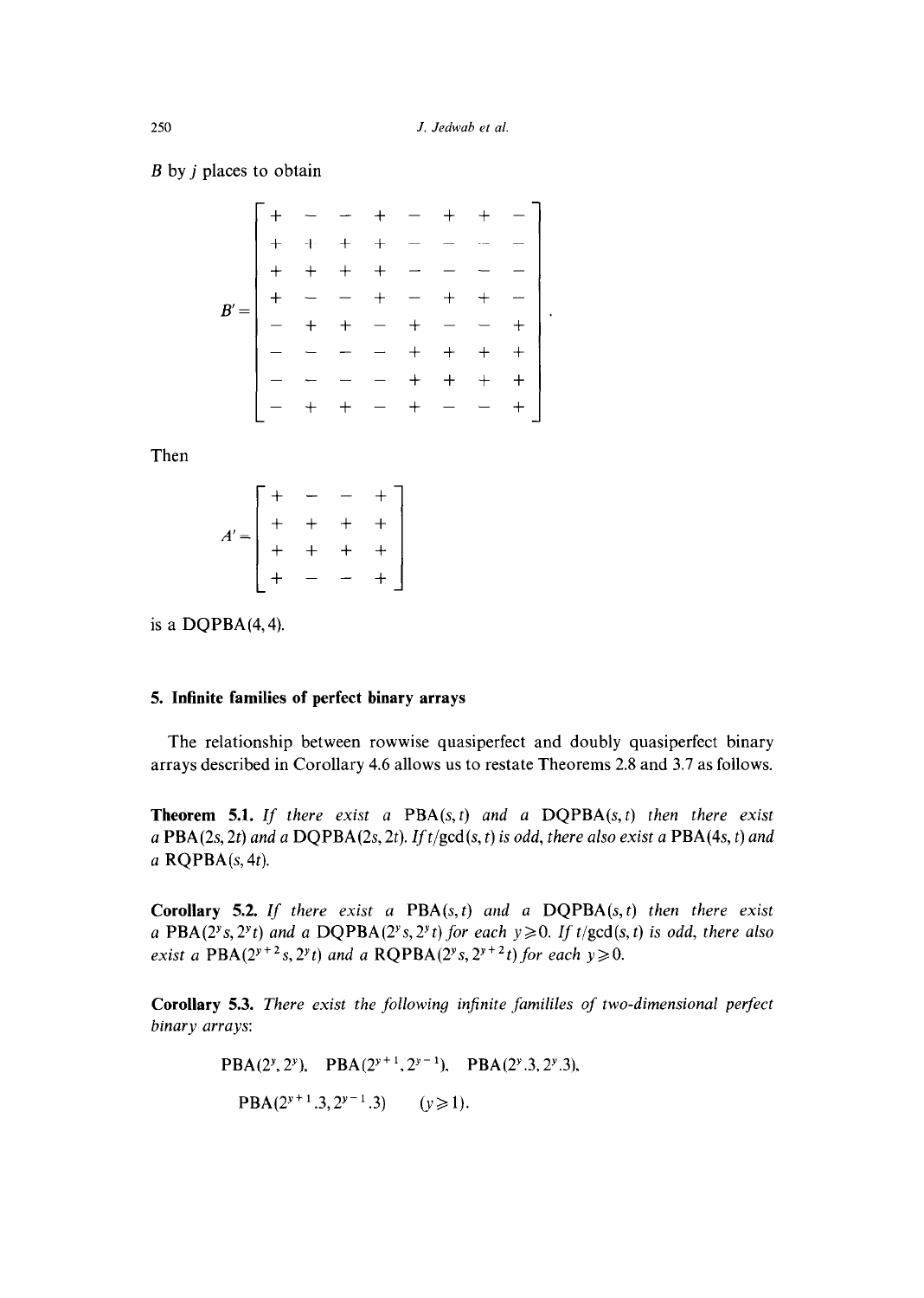$B$ by $j$ places to obtain

$$B' = \begin{bmatrix} + & - & - & + & - & + & + & - \\ + & + & + & + & - & - & - & - \\ + & + & + & + & - & - & - & - \\ + & - & - & + & - & + & + & - \\ - & + & + & - & + & - & - & + \\ - & - & - & - & + & + & + & + \\ - & - & - & - & + & + & + & + \\ - & + & + & - & + & - & - & + \end{bmatrix}.$$

Then

$$A' = \begin{bmatrix} + & - & - & + \\ + & + & + & + \\ + & + & + & + \\ + & - & - & + \end{bmatrix}$$

is a DQPBA$(4,4)$.

## 5. Infinite families of perfect binary arrays

The relationship between rowwise quasiperfect and doubly quasiperfect binary arrays described in Corollary 4.6 allows us to restate Theorems 2.8 and 3.7 as follows.

**Theorem 5.1.** *If there exist a* PBA$(s,t)$ *and a* DQPBA$(s,t)$ *then there exist a* PBA$(2s,2t)$ *and a* DQPBA$(2s,2t)$. *If* $t/\gcd(s,t)$ *is odd, there also exist a* PBA$(4s,t)$ *and a* RQPBA$(s,4t)$.

**Corollary 5.2.** *If there exist a* PBA$(s,t)$ *and a* DQPBA$(s,t)$ *then there exist a* PBA$(2^y s, 2^y t)$ *and a* DQPBA$(2^y s, 2^y t)$ *for each* $y \geqslant 0$. *If* $t/\gcd(s,t)$ *is odd, there also exist a* PBA$(2^{y+2} s, 2^y t)$ *and a* RQPBA$(2^y s, 2^{y+2} t)$ *for each* $y \geqslant 0$.

**Corollary 5.3.** *There exist the following infinite famililes of two-dimensional perfect binary arrays*:

$$\text{PBA}(2^y, 2^y), \quad \text{PBA}(2^{y+1}, 2^{y-1}), \quad \text{PBA}(2^y.3, 2^y.3),$$

$$\text{PBA}(2^{y+1}.3, 2^{y-1}.3) \qquad (y \geqslant 1).$$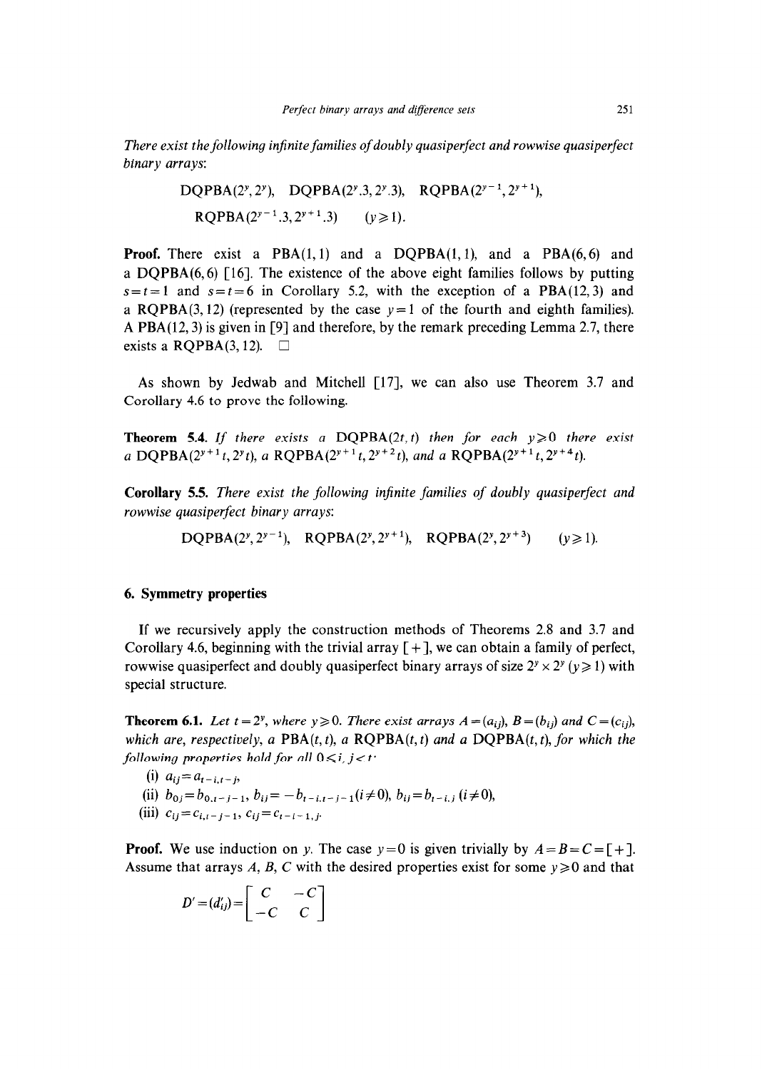*There exist the following infinite families of doubly quasiperfect and rowwise quasiperfect binary arrays*:

$$\text{DQPBA}(2^y, 2^y), \quad \text{DQPBA}(2^y.3, 2^y.3), \quad \text{RQPBA}(2^{y-1}, 2^{y+1}),$$

$$\text{RQPBA}(2^{y-1}.3, 2^{y+1}.3) \qquad (y \geq 1).$$

**Proof.** There exist a PBA(1, 1) and a DQPBA(1, 1), and a PBA(6, 6) and a DQPBA(6, 6) [16]. The existence of the above eight families follows by putting $s=t=1$ and $s=t=6$ in Corollary 5.2, with the exception of a PBA(12, 3) and a RQPBA(3, 12) (represented by the case $y=1$ of the fourth and eighth families). A PBA(12, 3) is given in [9] and therefore, by the remark preceding Lemma 2.7, there exists a RQPBA(3, 12). □

As shown by Jedwab and Mitchell [17], we can also use Theorem 3.7 and Corollary 4.6 to prove the following.

**Theorem 5.4.** *If there exists a* DQPBA$(2t, t)$ *then for each* $y \geq 0$ *there exist a* DQPBA$(2^{y+1}t, 2^y t)$, *a* RQPBA$(2^{y+1}t, 2^{y+2}t)$, *and a* RQPBA$(2^{y+1}t, 2^{y+4}t)$.

**Corollary 5.5.** *There exist the following infinite families of doubly quasiperfect and rowwise quasiperfect binary arrays*:

$$\text{DQPBA}(2^y, 2^{y-1}), \quad \text{RQPBA}(2^y, 2^{y+1}), \quad \text{RQPBA}(2^y, 2^{y+3}) \qquad (y \geq 1).$$

## 6. Symmetry properties

If we recursively apply the construction methods of Theorems 2.8 and 3.7 and Corollary 4.6, beginning with the trivial array $[+]$, we can obtain a family of perfect, rowwise quasiperfect and doubly quasiperfect binary arrays of size $2^y \times 2^y$ $(y \geq 1)$ with special structure.

**Theorem 6.1.** *Let* $t = 2^y$, *where* $y \geq 0$. *There exist arrays* $A = (a_{ij})$, $B = (b_{ij})$ *and* $C = (c_{ij})$, *which are, respectively, a* PBA$(t, t)$, *a* RQPBA$(t, t)$ *and a* DQPBA$(t, t)$, *for which the following properties hold for all* $0 \leq i, j < t$:

(i) $a_{ij} = a_{t-i, t-j}$,

(ii) $b_{0j} = b_{0, t-j-1}$, $b_{ij} = -b_{t-i, t-j-1}$ $(i \neq 0)$, $b_{ij} = b_{t-i, j}$ $(i \neq 0)$,

(iii) $c_{ij} = c_{i, t-j-1}$, $c_{ij} = c_{t-i-1, j}$.

**Proof.** We use induction on $y$. The case $y=0$ is given trivially by $A = B = C = [+]$. Assume that arrays $A$, $B$, $C$ with the desired properties exist for some $y \geq 0$ and that

$$D' = (d'_{ij}) = \begin{bmatrix} C & -C \\ -C & C \end{bmatrix}$$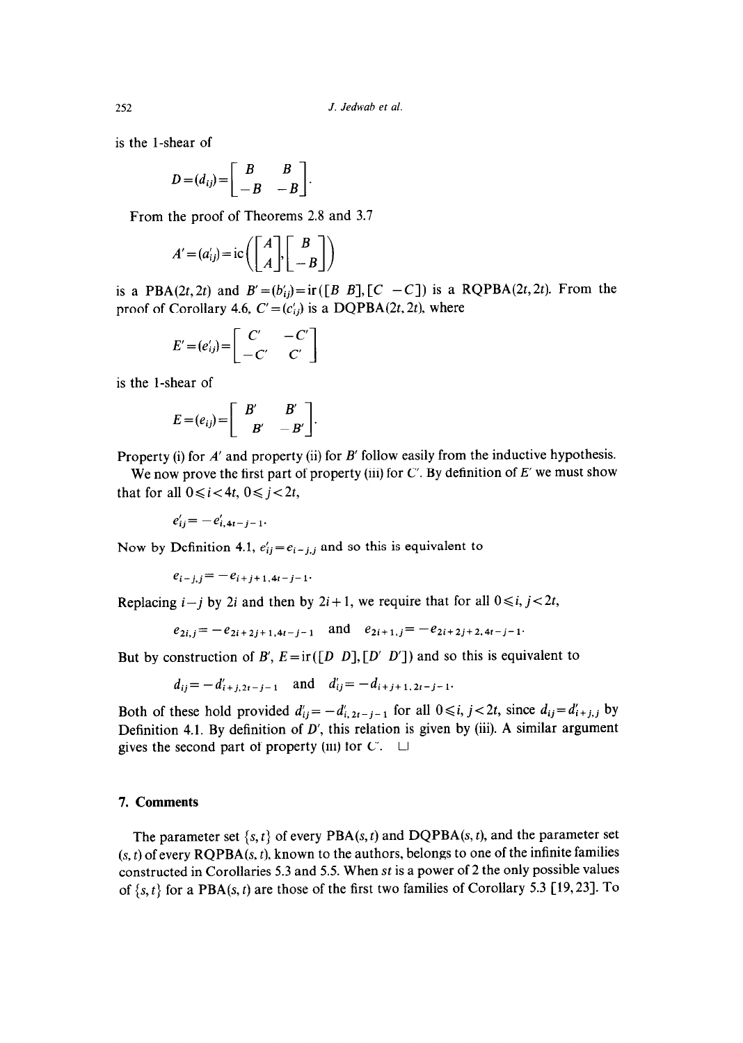is the 1-shear of

$$D=(d_{ij})=\begin{bmatrix} B & B \\ -B & -B \end{bmatrix}.$$

From the proof of Theorems 2.8 and 3.7

$$A'=(a'_{ij})=\mathrm{ic}\left(\begin{bmatrix} A \\ A \end{bmatrix}, \begin{bmatrix} B \\ -B \end{bmatrix}\right)$$

is a PBA$(2t,2t)$ and $B'=(b'_{ij})=\mathrm{ir}([B\ \ B],[C\ \ -C])$ is a RQPBA$(2t,2t)$. From the proof of Corollary 4.6, $C'=(c'_{ij})$ is a DQPBA$(2t,2t)$, where

$$E'=(e'_{ij})=\begin{bmatrix} C' & -C' \\ -C' & C' \end{bmatrix}$$

is the 1-shear of

$$E=(e_{ij})=\begin{bmatrix} B' & B' \\ B' & -B' \end{bmatrix}.$$

Property (i) for $A'$ and property (ii) for $B'$ follow easily from the inductive hypothesis.

We now prove the first part of property (iii) for $C'$. By definition of $E'$ we must show that for all $0 \leqslant i < 4t$, $0 \leqslant j < 2t$,

$$e'_{ij} = -e'_{i,4t-j-1}.$$

Now by Definition 4.1, $e'_{ij}=e_{i-j,j}$ and so this is equivalent to

$$e_{i-j,j} = -e_{i+j+1,4t-j-1}.$$

Replacing $i-j$ by $2i$ and then by $2i+1$, we require that for all $0 \leqslant i, j < 2t$,

$$e_{2i,j} = -e_{2i+2j+1,4t-j-1} \quad \text{and} \quad e_{2i+1,j} = -e_{2i+2j+2,4t-j-1}.$$

But by construction of $B'$, $E=\mathrm{ir}([D\ \ D],[D'\ \ D'])$ and so this is equivalent to

$$d_{ij} = -d'_{i+j,2t-j-1} \quad \text{and} \quad d'_{ij} = -d_{i+j+1,2t-j-1}.$$

Both of these hold provided $d'_{ij} = -d'_{i,2t-j-1}$ for all $0 \leqslant i, j < 2t$, since $d_{ij}=d'_{i+j,j}$ by Definition 4.1. By definition of $D'$, this relation is given by (iii). A similar argument gives the second part of property (iii) for $C'$. $\square$

## 7. Comments

The parameter set $\{s,t\}$ of every PBA$(s,t)$ and DQPBA$(s,t)$, and the parameter set $(s,t)$ of every RQPBA$(s,t)$, known to the authors, belongs to one of the infinite families constructed in Corollaries 5.3 and 5.5. When $st$ is a power of 2 the only possible values of $\{s,t\}$ for a PBA$(s,t)$ are those of the first two families of Corollary 5.3 [19,23]. To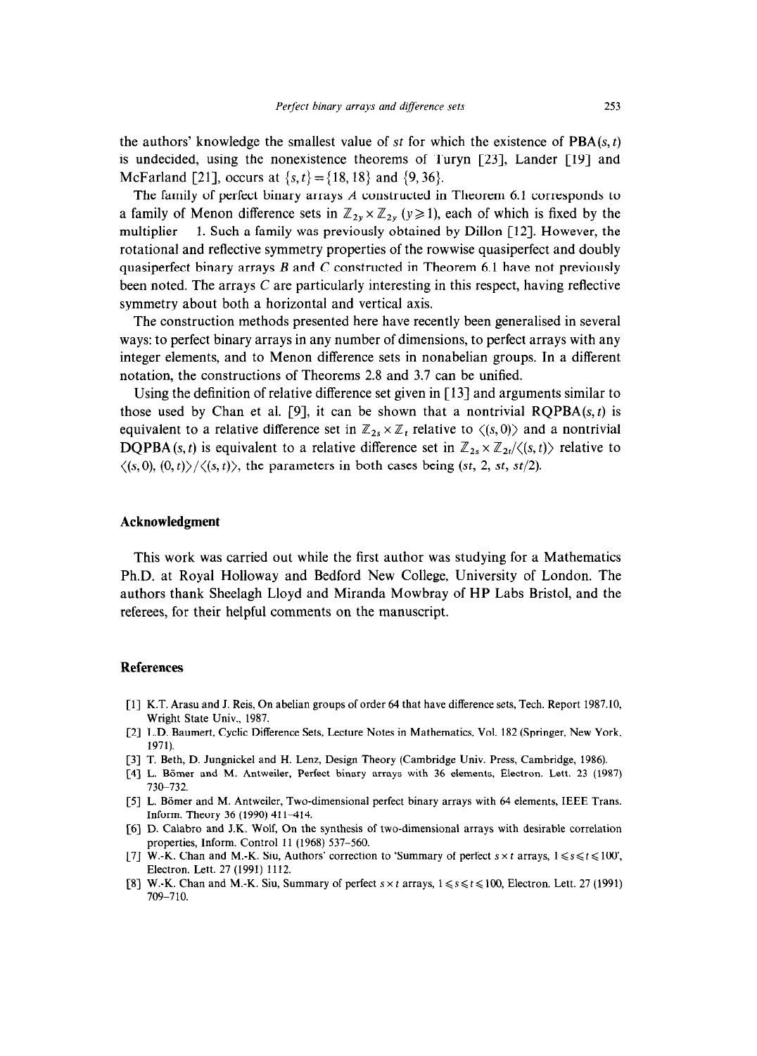the authors' knowledge the smallest value of $st$ for which the existence of PBA$(s, t)$ is undecided, using the nonexistence theorems of Turyn [23], Lander [19] and McFarland [21], occurs at $\{s, t\} = \{18, 18\}$ and $\{9, 36\}$.

The family of perfect binary arrays $A$ constructed in Theorem 6.1 corresponds to a family of Menon difference sets in $\mathbb{Z}_{2y} \times \mathbb{Z}_{2y}$ $(y \geqslant 1)$, each of which is fixed by the multiplier $-1$. Such a family was previously obtained by Dillon [12]. However, the rotational and reflective symmetry properties of the rowwise quasiperfect and doubly quasiperfect binary arrays $B$ and $C$ constructed in Theorem 6.1 have not previously been noted. The arrays $C$ are particularly interesting in this respect, having reflective symmetry about both a horizontal and vertical axis.

The construction methods presented here have recently been generalised in several ways: to perfect binary arrays in any number of dimensions, to perfect arrays with any integer elements, and to Menon difference sets in nonabelian groups. In a different notation, the constructions of Theorems 2.8 and 3.7 can be unified.

Using the definition of relative difference set given in [13] and arguments similar to those used by Chan et al. [9], it can be shown that a nontrivial RQPBA$(s, t)$ is equivalent to a relative difference set in $\mathbb{Z}_{2s} \times \mathbb{Z}_t$ relative to $\langle (s, 0) \rangle$ and a nontrivial DQPBA$(s, t)$ is equivalent to a relative difference set in $\mathbb{Z}_{2s} \times \mathbb{Z}_{2t} / \langle (s, t) \rangle$ relative to $\langle (s, 0), (0, t) \rangle / \langle (s, t) \rangle$, the parameters in both cases being $(st, 2, st, st/2)$.

## Acknowledgment

This work was carried out while the first author was studying for a Mathematics Ph.D. at Royal Holloway and Bedford New College, University of London. The authors thank Sheelagh Lloyd and Miranda Mowbray of HP Labs Bristol, and the referees, for their helpful comments on the manuscript.

## References

[1] K.T. Arasu and J. Reis, On abelian groups of order 64 that have difference sets, Tech. Report 1987.10, Wright State Univ., 1987.

[2] L.D. Baumert, Cyclic Difference Sets, Lecture Notes in Mathematics, Vol. 182 (Springer, New York, 1971).

[3] T. Beth, D. Jungnickel and H. Lenz, Design Theory (Cambridge Univ. Press, Cambridge, 1986).

[4] L. Bömer and M. Antweiler, Perfect binary arrays with 36 elements, Electron. Lett. 23 (1987) 730–732.

[5] L. Bömer and M. Antweiler, Two-dimensional perfect binary arrays with 64 elements, IEEE Trans. Inform. Theory 36 (1990) 411–414.

[6] D. Calabro and J.K. Wolf, On the synthesis of two-dimensional arrays with desirable correlation properties, Inform. Control 11 (1968) 537–560.

[7] W.-K. Chan and M.-K. Siu, Authors' correction to 'Summary of perfect $s \times t$ arrays, $1 \leqslant s \leqslant t \leqslant 100$', Electron. Lett. 27 (1991) 1112.

[8] W.-K. Chan and M.-K. Siu, Summary of perfect $s \times t$ arrays, $1 \leqslant s \leqslant t \leqslant 100$, Electron. Lett. 27 (1991) 709–710.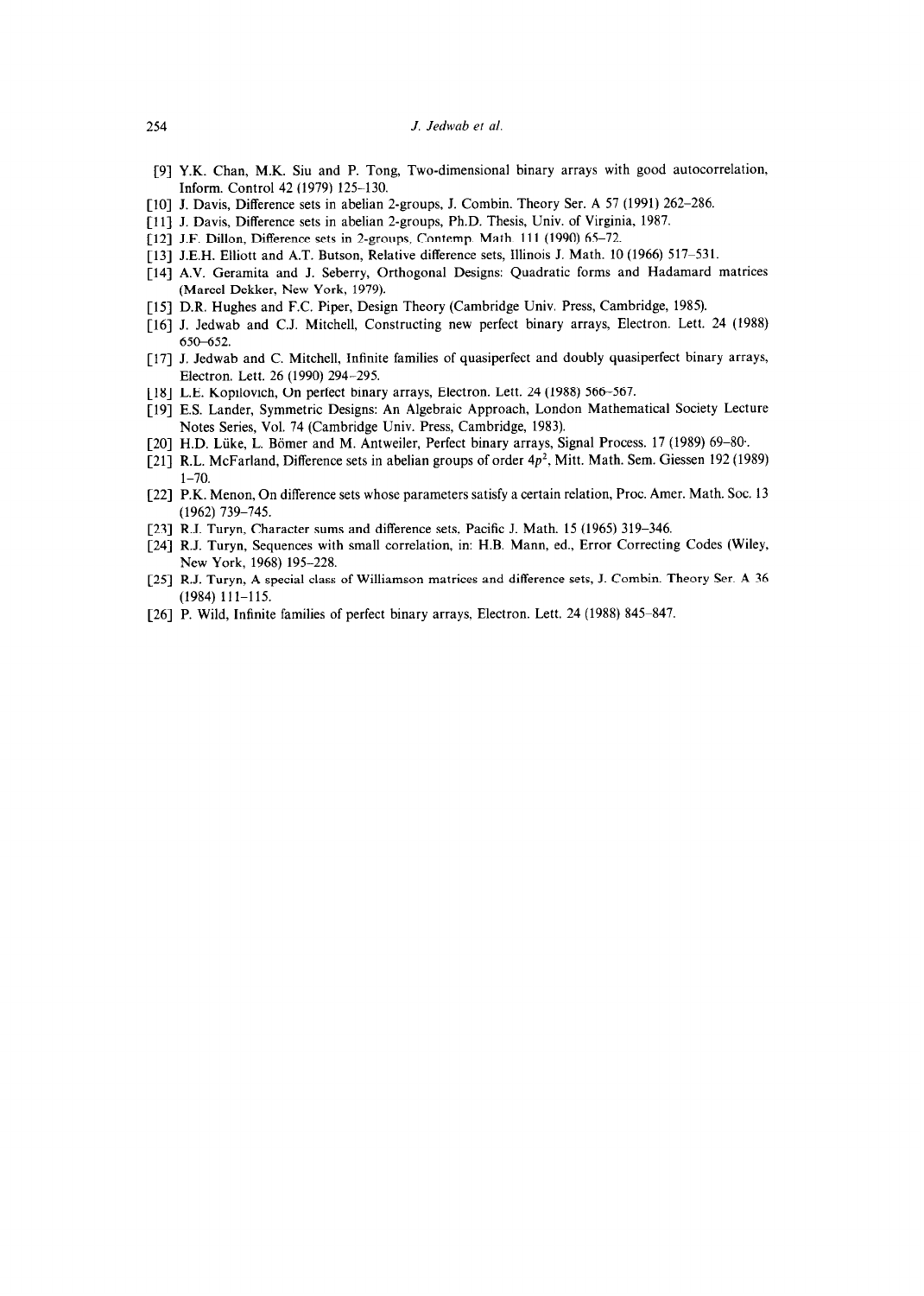[9] Y.K. Chan, M.K. Siu and P. Tong, Two-dimensional binary arrays with good autocorrelation, Inform. Control 42 (1979) 125–130.

[10] J. Davis, Difference sets in abelian 2-groups, J. Combin. Theory Ser. A 57 (1991) 262–286.

[11] J. Davis, Difference sets in abelian 2-groups, Ph.D. Thesis, Univ. of Virginia, 1987.

[12] J.F. Dillon, Difference sets in 2-groups, Contemp. Math. 111 (1990) 65–72.

[13] J.E.H. Elliott and A.T. Butson, Relative difference sets, Illinois J. Math. 10 (1966) 517–531.

[14] A.V. Geramita and J. Seberry, Orthogonal Designs: Quadratic forms and Hadamard matrices (Marcel Dekker, New York, 1979).

[15] D.R. Hughes and F.C. Piper, Design Theory (Cambridge Univ. Press, Cambridge, 1985).

[16] J. Jedwab and C.J. Mitchell, Constructing new perfect binary arrays, Electron. Lett. 24 (1988) 650–652.

[17] J. Jedwab and C. Mitchell, Infinite families of quasiperfect and doubly quasiperfect binary arrays, Electron. Lett. 26 (1990) 294–295.

[18] L.E. Kopilovich, On perfect binary arrays, Electron. Lett. 24 (1988) 566–567.

[19] E.S. Lander, Symmetric Designs: An Algebraic Approach, London Mathematical Society Lecture Notes Series, Vol. 74 (Cambridge Univ. Press, Cambridge, 1983).

[20] H.D. Lüke, L. Bömer and M. Antweiler, Perfect binary arrays, Signal Process. 17 (1989) 69–80.

[21] R.L. McFarland, Difference sets in abelian groups of order $4p^2$, Mitt. Math. Sem. Giessen 192 (1989) 1–70.

[22] P.K. Menon, On difference sets whose parameters satisfy a certain relation, Proc. Amer. Math. Soc. 13 (1962) 739–745.

[23] R.J. Turyn, Character sums and difference sets, Pacific J. Math. 15 (1965) 319–346.

[24] R.J. Turyn, Sequences with small correlation, in: H.B. Mann, ed., Error Correcting Codes (Wiley, New York, 1968) 195–228.

[25] R.J. Turyn, A special class of Williamson matrices and difference sets, J. Combin. Theory Ser. A 36 (1984) 111–115.

[26] P. Wild, Infinite families of perfect binary arrays, Electron. Lett. 24 (1988) 845–847.